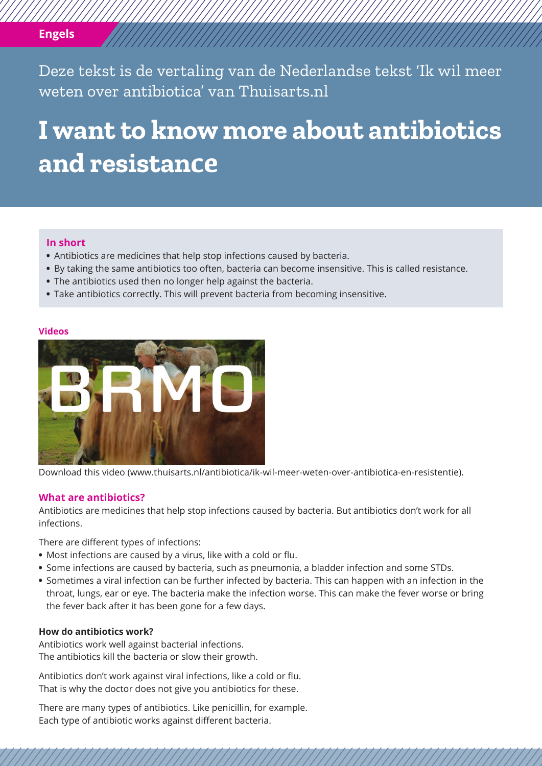Engels

Deze tekst is de vertaling van de Nederlandse tekst 'Ik wil meer weten over antibiotica' van Thuisarts.nl

# I want to know more about antibiotics and resistance

### In short

- Antibiotics are medicines that help stop infections caused by bacteria.
- By taking the same antibiotics too often, bacteria can become insensitive. This is called resistance.
- The antibiotics used then no longer help against the bacteria.
- Take antibiotics correctly. This will prevent bacteria from becoming insensitive.

### Videos

Download this video (www.thuisarts.nl/antibiotica/ik-wil-meer-weten-over-antibiotica-en-resistentie).

## What are antibiotics?

Antibiotics are medicines that help stop infections caused by bacteria. But antibiotics don't work for all infections.

There are different types of infections:

- Most infections are caused by a virus, like with a cold or flu.
- Some infections are caused by bacteria, such as pneumonia, a bladder infection and some STDs.
- Sometimes a viral infection can be further infected by bacteria. This can happen with an infection in the throat, lungs, ear or eye. The bacteria make the infection worse. This can make the fever worse or bring the fever back after it has been gone for a few days.

**How do antibiotics work?**

Antibiotics work well against bacterial infections.
The antibiotics kill the bacteria or slow their growth.

Antibiotics don't work against viral infections, like a cold or flu.
That is why the doctor does not give you antibiotics for these.

There are many types of antibiotics. Like penicillin, for example.
Each type of antibiotic works against different bacteria.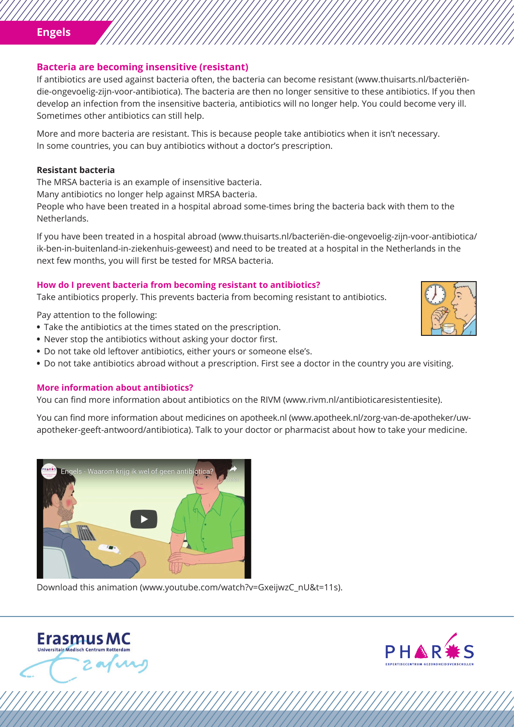## Bacteria are becoming insensitive (resistant)

If antibiotics are used against bacteria often, the bacteria can become resistant (www.thuisarts.nl/bacteriën-die-ongevoelig-zijn-voor-antibiotica). The bacteria are then no longer sensitive to these antibiotics. If you then develop an infection from the insensitive bacteria, antibiotics will no longer help. You could become very ill. Sometimes other antibiotics can still help.

More and more bacteria are resistant. This is because people take antibiotics when it isn't necessary. In some countries, you can buy antibiotics without a doctor's prescription.

**Resistant bacteria**

The MRSA bacteria is an example of insensitive bacteria.
Many antibiotics no longer help against MRSA bacteria.
People who have been treated in a hospital abroad some-times bring the bacteria back with them to the Netherlands.

If you have been treated in a hospital abroad (www.thuisarts.nl/bacteriën-die-ongevoelig-zijn-voor-antibiotica/ik-ben-in-buitenland-in-ziekenhuis-geweest) and need to be treated at a hospital in the Netherlands in the next few months, you will first be tested for MRSA bacteria.

## How do I prevent bacteria from becoming resistant to antibiotics?

Take antibiotics properly. This prevents bacteria from becoming resistant to antibiotics.

Pay attention to the following:

- Take the antibiotics at the times stated on the prescription.
- Never stop the antibiotics without asking your doctor first.
- Do not take old leftover antibiotics, either yours or someone else's.
- Do not take antibiotics abroad without a prescription. First see a doctor in the country you are visiting.

## More information about antibiotics?

You can find more information about antibiotics on the RIVM (www.rivm.nl/antibioticaresistentiesite).

You can find more information about medicines on apotheek.nl (www.apotheek.nl/zorg-van-de-apotheker/uw-apotheker-geeft-antwoord/antibiotica). Talk to your doctor or pharmacist about how to take your medicine.

Download this animation (www.youtube.com/watch?v=GxeijwzC_nU&t=11s).